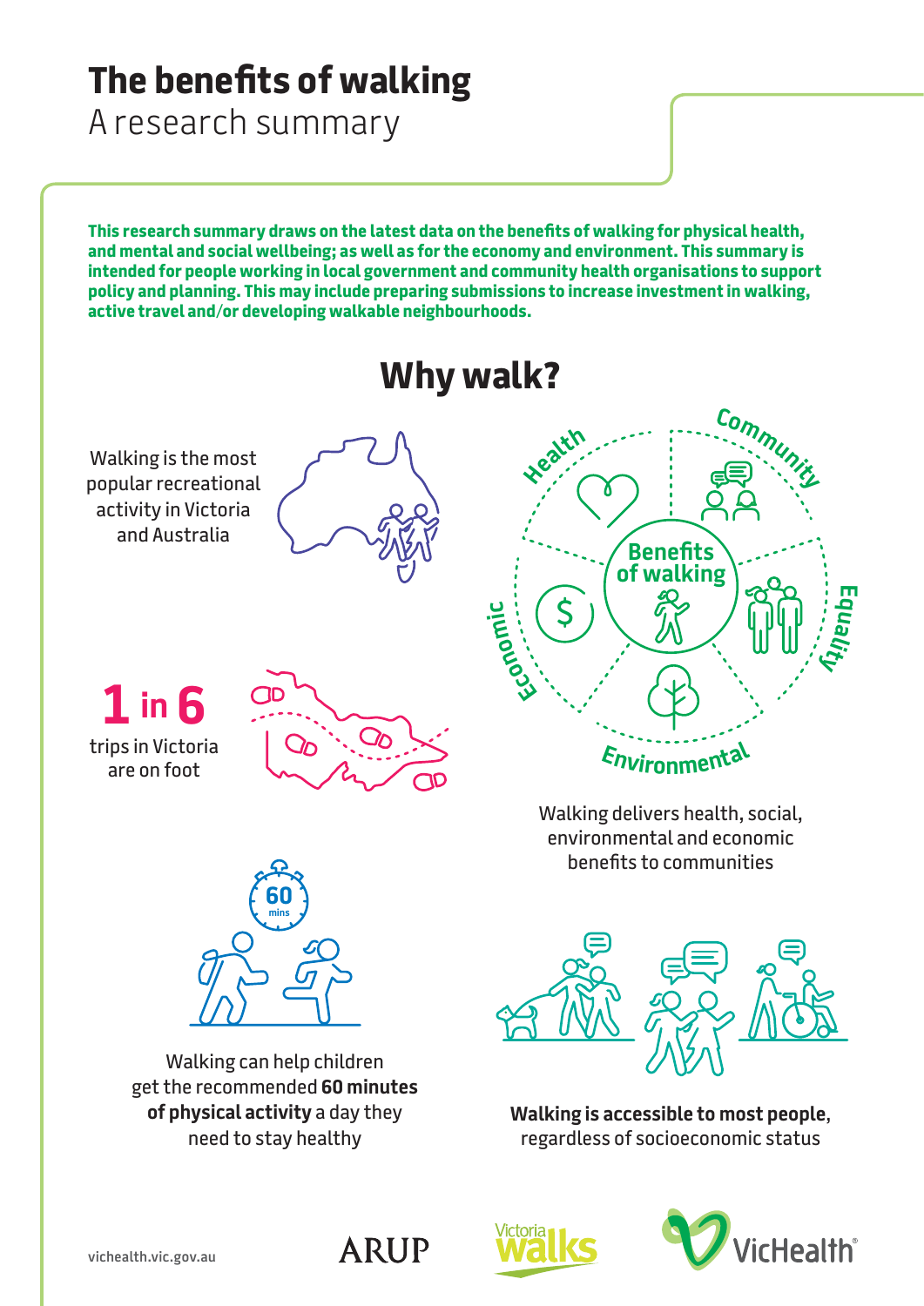# The benefits of walking

A research summary

**This research summary draws on the latest data on the benefits of walking for physical health, and mental and social wellbeing; as well as for the economy and environment. This summary is intended for people working in local government and community health organisations to support policy and planning. This may include preparing submissions to increase investment in walking, active travel and/or developing walkable neighbourhoods.**

## Why walk?

Walking is the most popular recreational activity in Victoria and Australia

Health | Community | Equality | Environmental | Economic

Benefits of walking

**1 in 6**

trips in Victoria are on foot

Walking delivers health, social, environmental and economic benefits to communities

60 mins

Walking can help children get the recommended **60 minutes of physical activity** a day they need to stay healthy

**Walking is accessible to most people**, regardless of socioeconomic status

vichealth.vic.gov.au

ARUP | Victoria Walks | VicHealth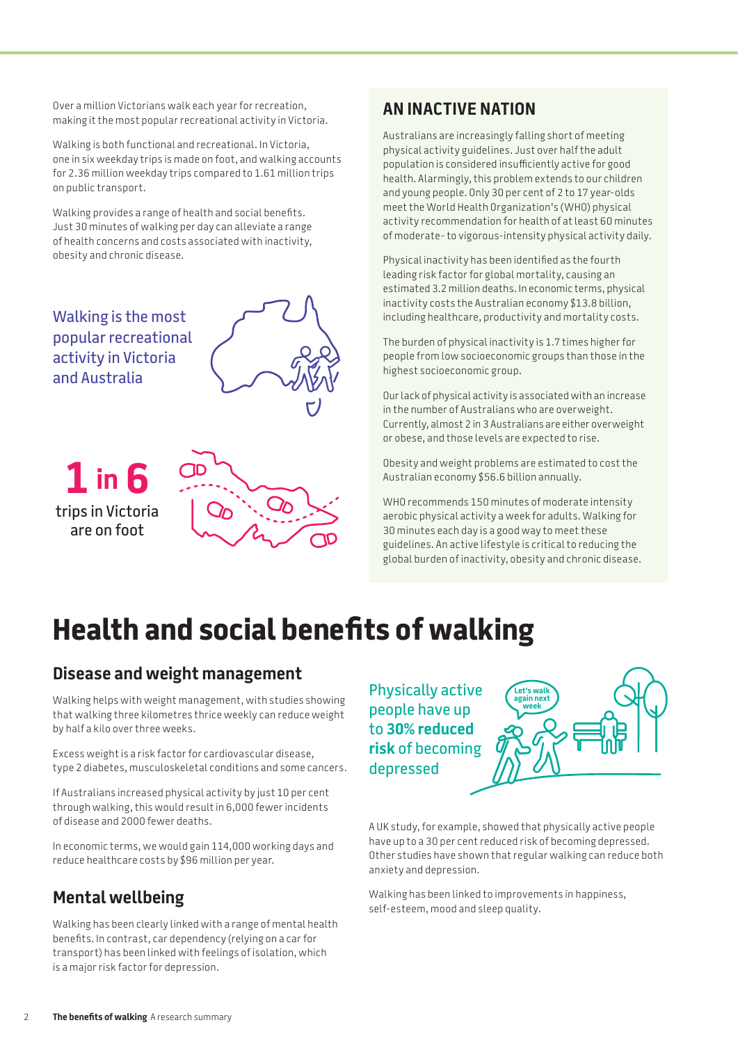Over a million Victorians walk each year for recreation, making it the most popular recreational activity in Victoria.

Walking is both functional and recreational. In Victoria, one in six weekday trips is made on foot, and walking accounts for 2.36 million weekday trips compared to 1.61 million trips on public transport.

Walking provides a range of health and social benefits. Just 30 minutes of walking per day can alleviate a range of health concerns and costs associated with inactivity, obesity and chronic disease.

Walking is the most popular recreational activity in Victoria and Australia

**1 in 6** trips in Victoria are on foot

## AN INACTIVE NATION

Australians are increasingly falling short of meeting physical activity guidelines. Just over half the adult population is considered insufficiently active for good health. Alarmingly, this problem extends to our children and young people. Only 30 per cent of 2 to 17 year-olds meet the World Health Organization's (WHO) physical activity recommendation for health of at least 60 minutes of moderate- to vigorous-intensity physical activity daily.

Physical inactivity has been identified as the fourth leading risk factor for global mortality, causing an estimated 3.2 million deaths. In economic terms, physical inactivity costs the Australian economy $13.8 billion, including healthcare, productivity and mortality costs.

The burden of physical inactivity is 1.7 times higher for people from low socioeconomic groups than those in the highest socioeconomic group.

Our lack of physical activity is associated with an increase in the number of Australians who are overweight. Currently, almost 2 in 3 Australians are either overweight or obese, and those levels are expected to rise.

Obesity and weight problems are estimated to cost the Australian economy $56.6 billion annually.

WHO recommends 150 minutes of moderate intensity aerobic physical activity a week for adults. Walking for 30 minutes each day is a good way to meet these guidelines. An active lifestyle is critical to reducing the global burden of inactivity, obesity and chronic disease.

# Health and social benefits of walking

## Disease and weight management

Walking helps with weight management, with studies showing that walking three kilometres thrice weekly can reduce weight by half a kilo over three weeks.

Excess weight is a risk factor for cardiovascular disease, type 2 diabetes, musculoskeletal conditions and some cancers.

If Australians increased physical activity by just 10 per cent through walking, this would result in 6,000 fewer incidents of disease and 2000 fewer deaths.

In economic terms, we would gain 114,000 working days and reduce healthcare costs by $96 million per year.

## Mental wellbeing

Walking has been clearly linked with a range of mental health benefits. In contrast, car dependency (relying on a car for transport) has been linked with feelings of isolation, which is a major risk factor for depression.

Physically active people have up to **30% reduced risk** of becoming depressed

A UK study, for example, showed that physically active people have up to a 30 per cent reduced risk of becoming depressed. Other studies have shown that regular walking can reduce both anxiety and depression.

Walking has been linked to improvements in happiness, self-esteem, mood and sleep quality.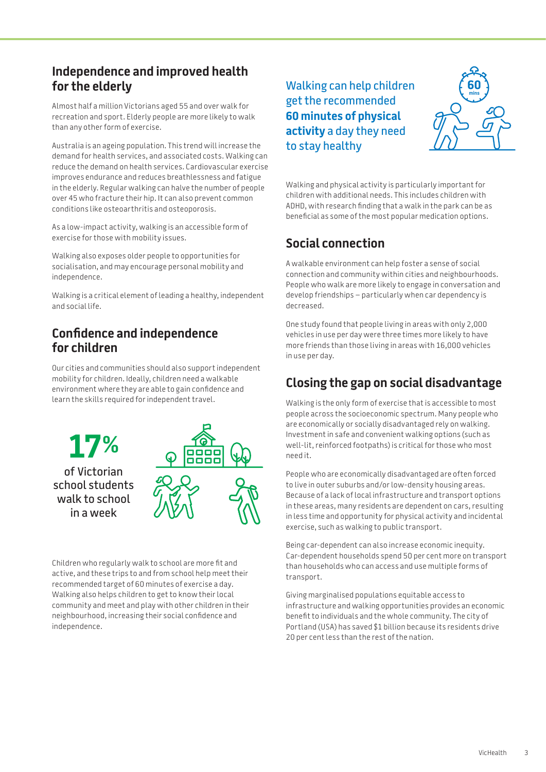## Independence and improved health for the elderly

Almost half a million Victorians aged 55 and over walk for recreation and sport. Elderly people are more likely to walk than any other form of exercise.

Australia is an ageing population. This trend will increase the demand for health services, and associated costs. Walking can reduce the demand on health services. Cardiovascular exercise improves endurance and reduces breathlessness and fatigue in the elderly. Regular walking can halve the number of people over 45 who fracture their hip. It can also prevent common conditions like osteoarthritis and osteoporosis.

As a low-impact activity, walking is an accessible form of exercise for those with mobility issues.

Walking also exposes older people to opportunities for socialisation, and may encourage personal mobility and independence.

Walking is a critical element of leading a healthy, independent and social life.

## Confidence and independence for children

Our cities and communities should also support independent mobility for children. Ideally, children need a walkable environment where they are able to gain confidence and learn the skills required for independent travel.

**17%**

of Victorian school students walk to school in a week

Children who regularly walk to school are more fit and active, and these trips to and from school help meet their recommended target of 60 minutes of exercise a day. Walking also helps children to get to know their local community and meet and play with other children in their neighbourhood, increasing their social confidence and independence.

Walking can help children get the recommended **60 minutes of physical activity** a day they need to stay healthy

Walking and physical activity is particularly important for children with additional needs. This includes children with ADHD, with research finding that a walk in the park can be as beneficial as some of the most popular medication options.

## Social connection

A walkable environment can help foster a sense of social connection and community within cities and neighbourhoods. People who walk are more likely to engage in conversation and develop friendships – particularly when car dependency is decreased.

One study found that people living in areas with only 2,000 vehicles in use per day were three times more likely to have more friends than those living in areas with 16,000 vehicles in use per day.

## Closing the gap on social disadvantage

Walking is the only form of exercise that is accessible to most people across the socioeconomic spectrum. Many people who are economically or socially disadvantaged rely on walking. Investment in safe and convenient walking options (such as well-lit, reinforced footpaths) is critical for those who most need it.

People who are economically disadvantaged are often forced to live in outer suburbs and/or low-density housing areas. Because of a lack of local infrastructure and transport options in these areas, many residents are dependent on cars, resulting in less time and opportunity for physical activity and incidental exercise, such as walking to public transport.

Being car-dependent can also increase economic inequity. Car-dependent households spend 50 per cent more on transport than households who can access and use multiple forms of transport.

Giving marginalised populations equitable access to infrastructure and walking opportunities provides an economic benefit to individuals and the whole community. The city of Portland (USA) has saved $1 billion because its residents drive 20 per cent less than the rest of the nation.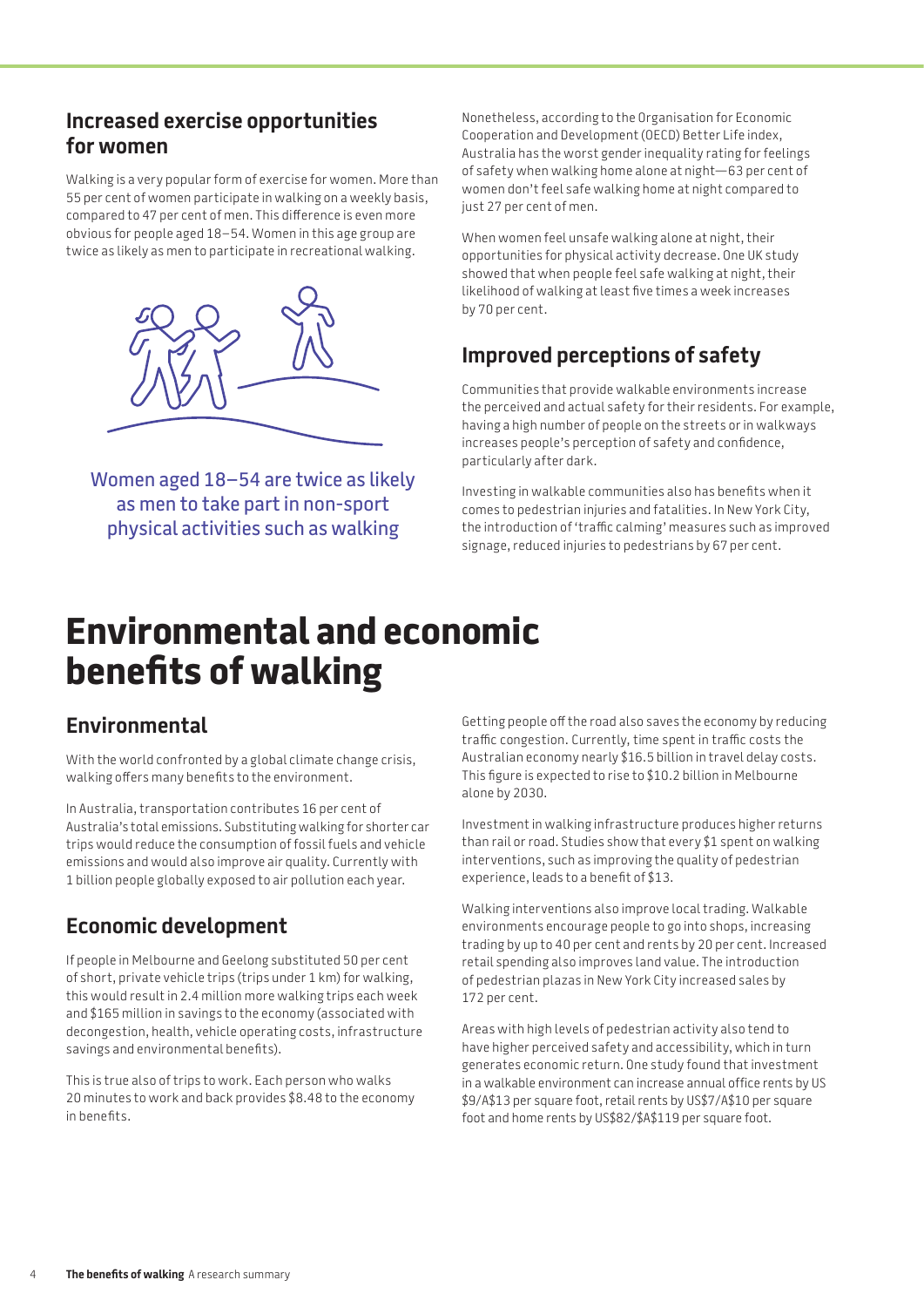## Increased exercise opportunities for women

Walking is a very popular form of exercise for women. More than 55 per cent of women participate in walking on a weekly basis, compared to 47 per cent of men. This difference is even more obvious for people aged 18–54. Women in this age group are twice as likely as men to participate in recreational walking.

Women aged 18–54 are twice as likely as men to take part in non-sport physical activities such as walking

Nonetheless, according to the Organisation for Economic Cooperation and Development (OECD) Better Life index, Australia has the worst gender inequality rating for feelings of safety when walking home alone at night—63 per cent of women don't feel safe walking home at night compared to just 27 per cent of men.

When women feel unsafe walking alone at night, their opportunities for physical activity decrease. One UK study showed that when people feel safe walking at night, their likelihood of walking at least five times a week increases by 70 per cent.

## Improved perceptions of safety

Communities that provide walkable environments increase the perceived and actual safety for their residents. For example, having a high number of people on the streets or in walkways increases people's perception of safety and confidence, particularly after dark.

Investing in walkable communities also has benefits when it comes to pedestrian injuries and fatalities. In New York City, the introduction of 'traffic calming' measures such as improved signage, reduced injuries to pedestrians by 67 per cent.

# Environmental and economic benefits of walking

## Environmental

With the world confronted by a global climate change crisis, walking offers many benefits to the environment.

In Australia, transportation contributes 16 per cent of Australia's total emissions. Substituting walking for shorter car trips would reduce the consumption of fossil fuels and vehicle emissions and would also improve air quality. Currently with 1 billion people globally exposed to air pollution each year.

## Economic development

If people in Melbourne and Geelong substituted 50 per cent of short, private vehicle trips (trips under 1 km) for walking, this would result in 2.4 million more walking trips each week and $165 million in savings to the economy (associated with decongestion, health, vehicle operating costs, infrastructure savings and environmental benefits).

This is true also of trips to work. Each person who walks 20 minutes to work and back provides $8.48 to the economy in benefits.

Getting people off the road also saves the economy by reducing traffic congestion. Currently, time spent in traffic costs the Australian economy nearly $16.5 billion in travel delay costs. This figure is expected to rise to $10.2 billion in Melbourne alone by 2030.

Investment in walking infrastructure produces higher returns than rail or road. Studies show that every $1 spent on walking interventions, such as improving the quality of pedestrian experience, leads to a benefit of $13.

Walking interventions also improve local trading. Walkable environments encourage people to go into shops, increasing trading by up to 40 per cent and rents by 20 per cent. Increased retail spending also improves land value. The introduction of pedestrian plazas in New York City increased sales by 172 per cent.

Areas with high levels of pedestrian activity also tend to have higher perceived safety and accessibility, which in turn generates economic return. One study found that investment in a walkable environment can increase annual office rents by US $9/A$13 per square foot, retail rents by US$7/A$10 per square foot and home rents by US$82/$A$119 per square foot.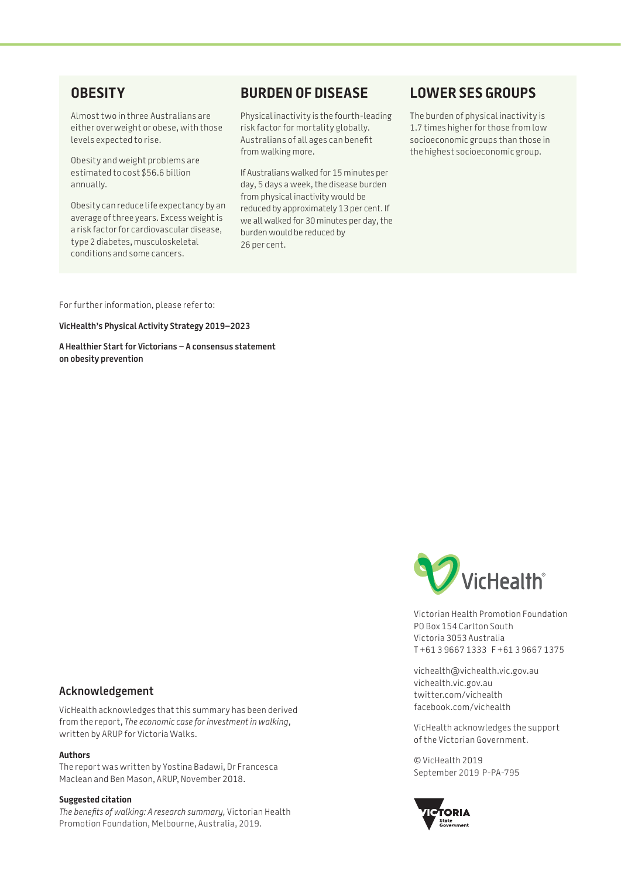## OBESITY

Almost two in three Australians are either overweight or obese, with those levels expected to rise.

Obesity and weight problems are estimated to cost $56.6 billion annually.

Obesity can reduce life expectancy by an average of three years. Excess weight is a risk factor for cardiovascular disease, type 2 diabetes, musculoskeletal conditions and some cancers.

## BURDEN OF DISEASE

Physical inactivity is the fourth-leading risk factor for mortality globally. Australians of all ages can benefit from walking more.

If Australians walked for 15 minutes per day, 5 days a week, the disease burden from physical inactivity would be reduced by approximately 13 per cent. If we all walked for 30 minutes per day, the burden would be reduced by 26 per cent.

## LOWER SES GROUPS

The burden of physical inactivity is 1.7 times higher for those from low socioeconomic groups than those in the highest socioeconomic group.

For further information, please refer to:

**VicHealth's Physical Activity Strategy 2019–2023**

**A Healthier Start for Victorians – A consensus statement on obesity prevention**

### Acknowledgement

VicHealth acknowledges that this summary has been derived from the report, *The economic case for investment in walking*, written by ARUP for Victoria Walks.

**Authors**

The report was written by Yostina Badawi, Dr Francesca Maclean and Ben Mason, ARUP, November 2018.

**Suggested citation**

*The benefits of walking: A research summary,* Victorian Health Promotion Foundation, Melbourne, Australia, 2019.

VicHealth

Victorian Health Promotion Foundation
PO Box 154 Carlton South
Victoria 3053 Australia
T +61 3 9667 1333 F +61 3 9667 1375

vichealth@vichealth.vic.gov.au
vichealth.vic.gov.au
twitter.com/vichealth
facebook.com/vichealth

VicHealth acknowledges the support of the Victorian Government.

© VicHealth 2019
September 2019 P-PA-795

VICTORIA State Government